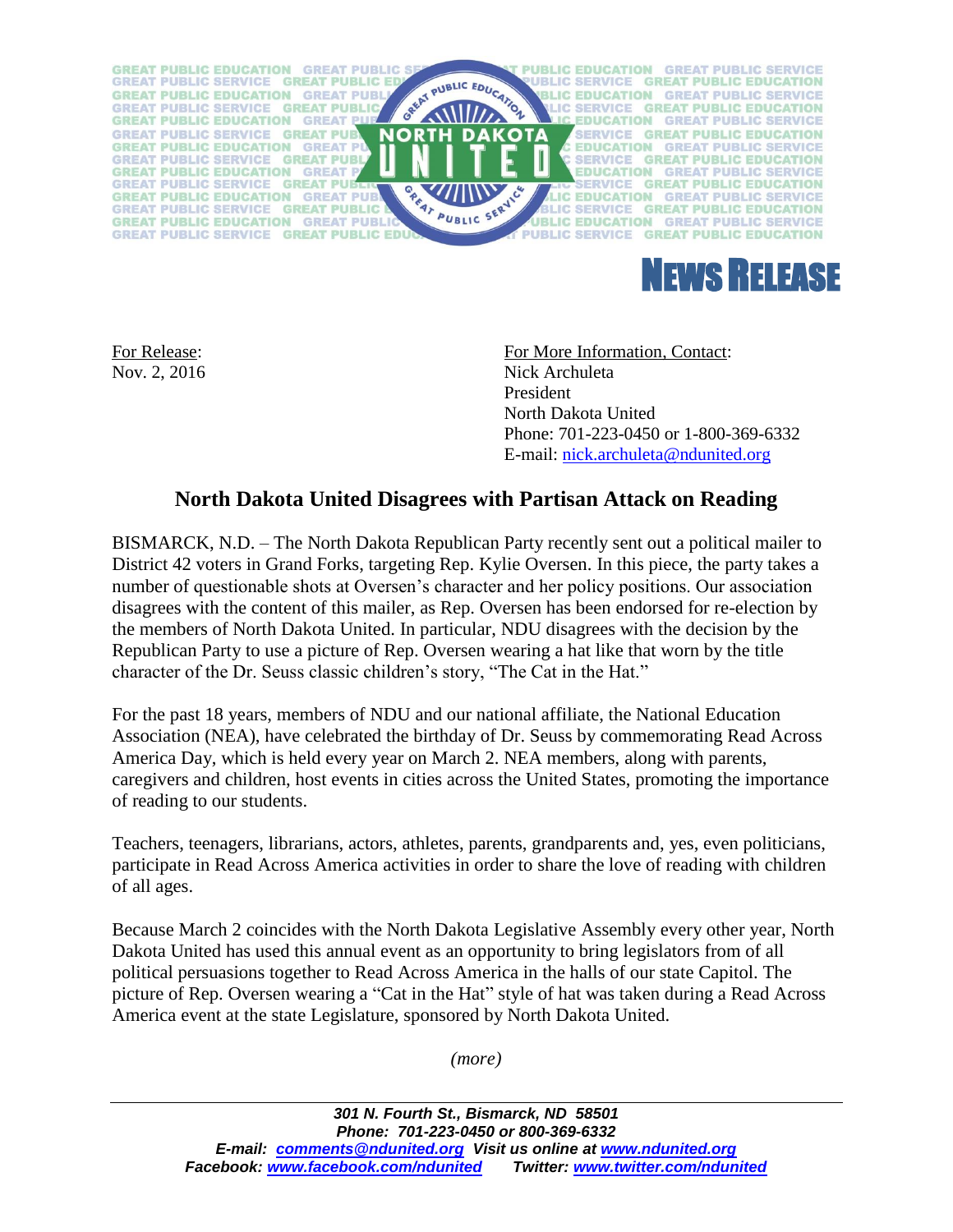# NEWS RELEASE

For Release:
Nov. 2, 2016

For More Information, Contact:
Nick Archuleta
President
North Dakota United
Phone: 701-223-0450 or 1-800-369-6332
E-mail: nick.archuleta@ndunited.org

## North Dakota United Disagrees with Partisan Attack on Reading

BISMARCK, N.D. – The North Dakota Republican Party recently sent out a political mailer to District 42 voters in Grand Forks, targeting Rep. Kylie Oversen. In this piece, the party takes a number of questionable shots at Oversen's character and her policy positions. Our association disagrees with the content of this mailer, as Rep. Oversen has been endorsed for re-election by the members of North Dakota United. In particular, NDU disagrees with the decision by the Republican Party to use a picture of Rep. Oversen wearing a hat like that worn by the title character of the Dr. Seuss classic children's story, "The Cat in the Hat."

For the past 18 years, members of NDU and our national affiliate, the National Education Association (NEA), have celebrated the birthday of Dr. Seuss by commemorating Read Across America Day, which is held every year on March 2. NEA members, along with parents, caregivers and children, host events in cities across the United States, promoting the importance of reading to our students.

Teachers, teenagers, librarians, actors, athletes, parents, grandparents and, yes, even politicians, participate in Read Across America activities in order to share the love of reading with children of all ages.

Because March 2 coincides with the North Dakota Legislative Assembly every other year, North Dakota United has used this annual event as an opportunity to bring legislators from of all political persuasions together to Read Across America in the halls of our state Capitol. The picture of Rep. Oversen wearing a "Cat in the Hat" style of hat was taken during a Read Across America event at the state Legislature, sponsored by North Dakota United.

*(more)*

***301 N. Fourth St., Bismarck, ND 58501***
***Phone: 701-223-0450 or 800-369-6332***
***E-mail: comments@ndunited.org Visit us online at www.ndunited.org***
***Facebook: www.facebook.com/ndunited Twitter: www.twitter.com/ndunited***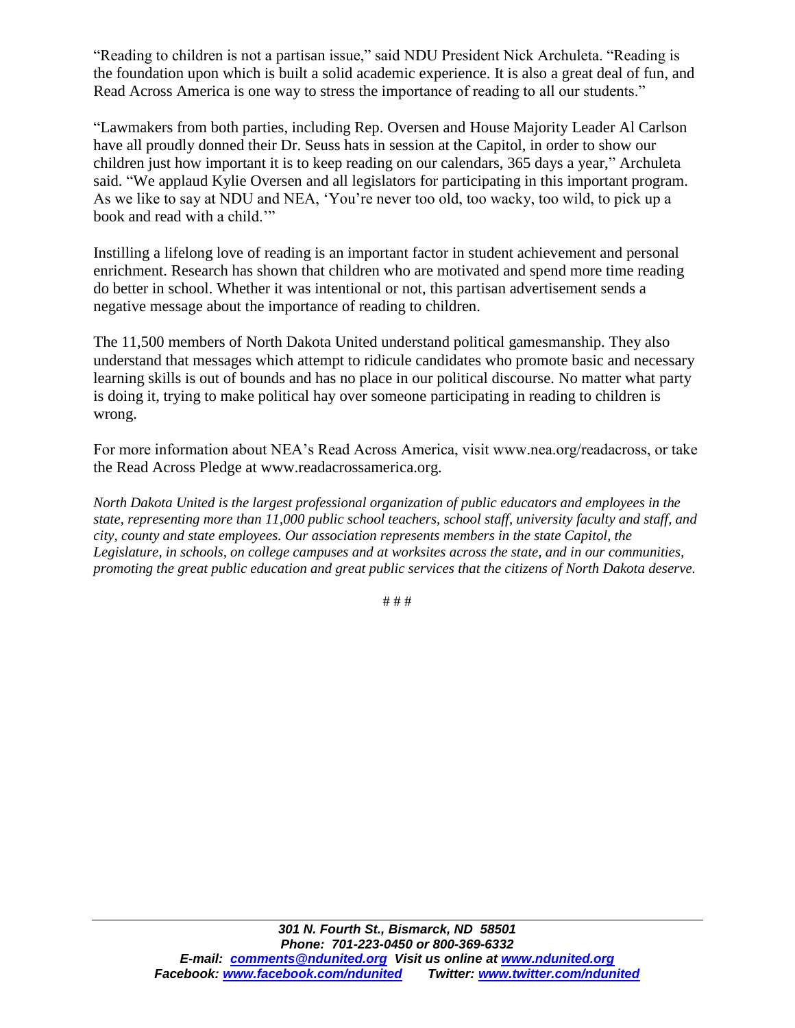"Reading to children is not a partisan issue," said NDU President Nick Archuleta. "Reading is the foundation upon which is built a solid academic experience. It is also a great deal of fun, and Read Across America is one way to stress the importance of reading to all our students."

"Lawmakers from both parties, including Rep. Oversen and House Majority Leader Al Carlson have all proudly donned their Dr. Seuss hats in session at the Capitol, in order to show our children just how important it is to keep reading on our calendars, 365 days a year," Archuleta said. "We applaud Kylie Oversen and all legislators for participating in this important program. As we like to say at NDU and NEA, 'You're never too old, too wacky, too wild, to pick up a book and read with a child.'"

Instilling a lifelong love of reading is an important factor in student achievement and personal enrichment. Research has shown that children who are motivated and spend more time reading do better in school. Whether it was intentional or not, this partisan advertisement sends a negative message about the importance of reading to children.

The 11,500 members of North Dakota United understand political gamesmanship. They also understand that messages which attempt to ridicule candidates who promote basic and necessary learning skills is out of bounds and has no place in our political discourse. No matter what party is doing it, trying to make political hay over someone participating in reading to children is wrong.

For more information about NEA's Read Across America, visit www.nea.org/readacross, or take the Read Across Pledge at www.readacrossamerica.org.

*North Dakota United is the largest professional organization of public educators and employees in the state, representing more than 11,000 public school teachers, school staff, university faculty and staff, and city, county and state employees. Our association represents members in the state Capitol, the Legislature, in schools, on college campuses and at worksites across the state, and in our communities, promoting the great public education and great public services that the citizens of North Dakota deserve.*

# # #

***301 N. Fourth St., Bismarck, ND 58501***
***Phone: 701-223-0450 or 800-369-6332***
***E-mail: comments@ndunited.org Visit us online at www.ndunited.org***
***Facebook: www.facebook.com/ndunited Twitter: www.twitter.com/ndunited***